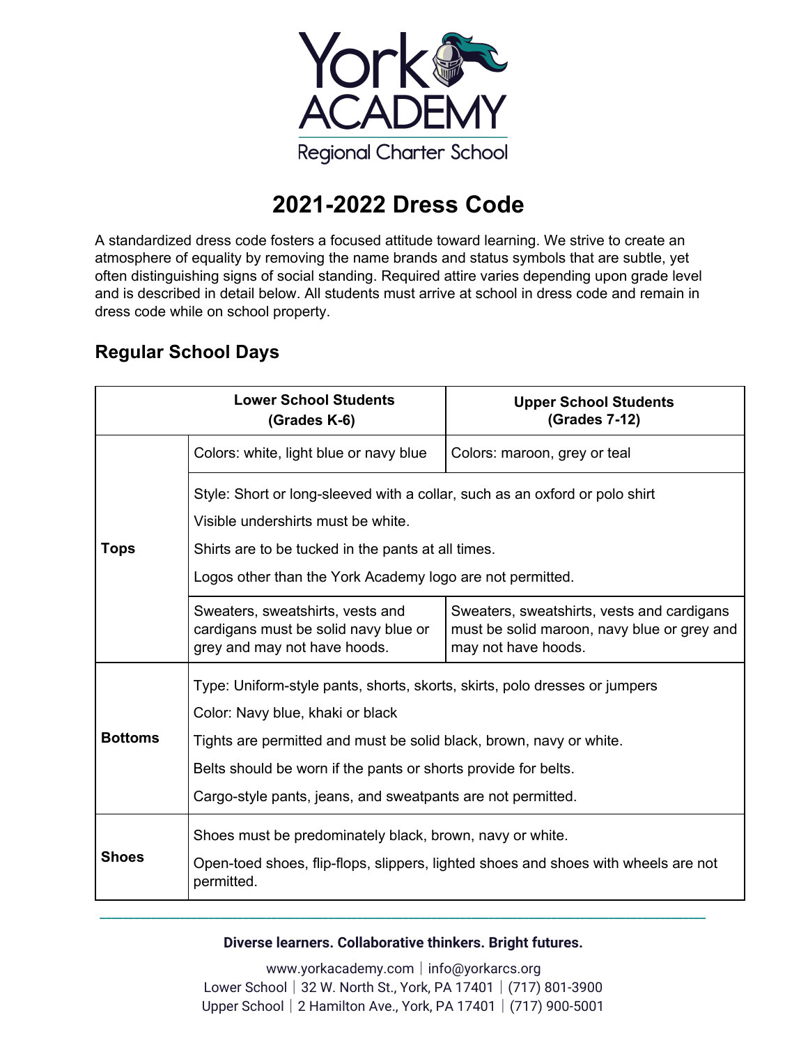York ACADEMY
Regional Charter School

# 2021-2022 Dress Code

A standardized dress code fosters a focused attitude toward learning. We strive to create an atmosphere of equality by removing the name brands and status symbols that are subtle, yet often distinguishing signs of social standing. Required attire varies depending upon grade level and is described in detail below. All students must arrive at school in dress code and remain in dress code while on school property.

## Regular School Days

| | **Lower School Students (Grades K-6)** | **Upper School Students (Grades 7-12)** |
|---|---|---|
| **Tops** | Colors: white, light blue or navy blue | Colors: maroon, grey or teal |
| | Style: Short or long-sleeved with a collar, such as an oxford or polo shirt<br>Visible undershirts must be white.<br>Shirts are to be tucked in the pants at all times.<br>Logos other than the York Academy logo are not permitted. | |
| | Sweaters, sweatshirts, vests and cardigans must be solid navy blue or grey and may not have hoods. | Sweaters, sweatshirts, vests and cardigans must be solid maroon, navy blue or grey and may not have hoods. |
| **Bottoms** | Type: Uniform-style pants, shorts, skorts, skirts, polo dresses or jumpers<br>Color: Navy blue, khaki or black<br>Tights are permitted and must be solid black, brown, navy or white.<br>Belts should be worn if the pants or shorts provide for belts.<br>Cargo-style pants, jeans, and sweatpants are not permitted. | |
| **Shoes** | Shoes must be predominately black, brown, navy or white.<br>Open-toed shoes, flip-flops, slippers, lighted shoes and shoes with wheels are not permitted. | |

**Diverse learners. Collaborative thinkers. Bright futures.**

www.yorkacademy.com | info@yorkarcs.org
Lower School | 32 W. North St., York, PA 17401 | (717) 801-3900
Upper School | 2 Hamilton Ave., York, PA 17401 | (717) 900-5001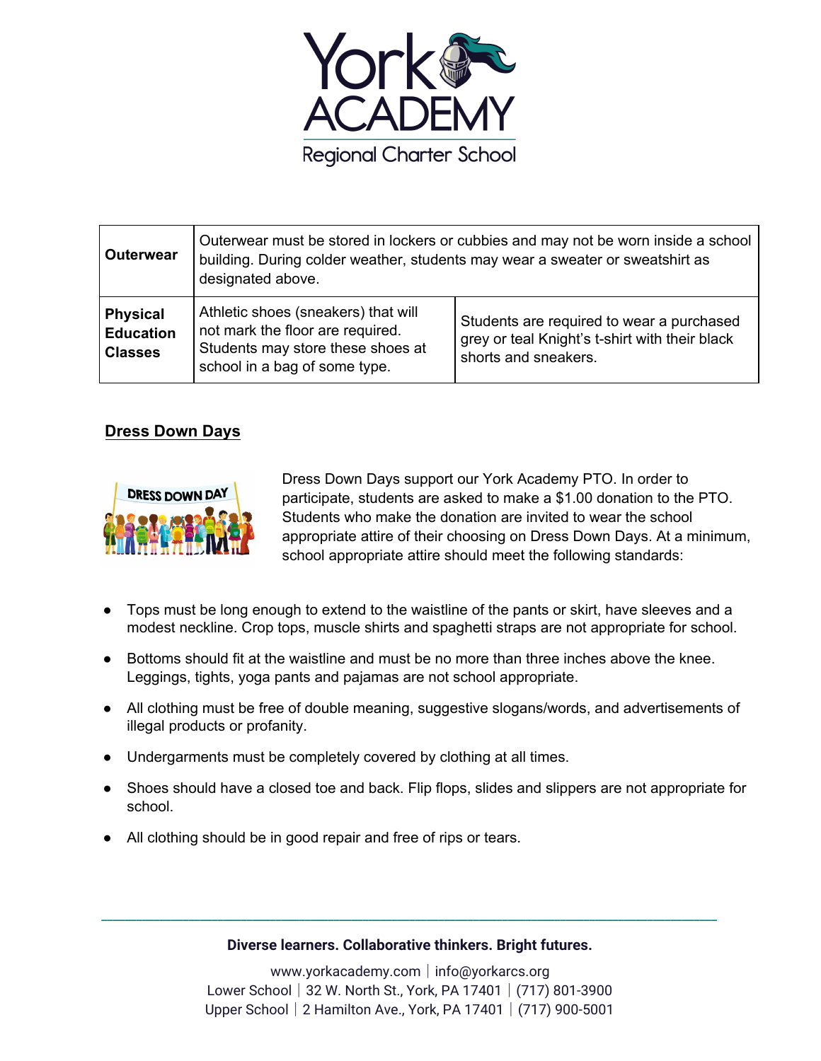| Outerwear | Outerwear must be stored in lockers or cubbies and may not be worn inside a school building. During colder weather, students may wear a sweater or sweatshirt as designated above. | |
|---|---|---|
| **Physical Education Classes** | Athletic shoes (sneakers) that will not mark the floor are required. Students may store these shoes at school in a bag of some type. | Students are required to wear a purchased grey or teal Knight's t-shirt with their black shorts and sneakers. |

## Dress Down Days

Dress Down Days support our York Academy PTO. In order to participate, students are asked to make a $1.00 donation to the PTO. Students who make the donation are invited to wear the school appropriate attire of their choosing on Dress Down Days. At a minimum, school appropriate attire should meet the following standards:

- Tops must be long enough to extend to the waistline of the pants or skirt, have sleeves and a modest neckline. Crop tops, muscle shirts and spaghetti straps are not appropriate for school.
- Bottoms should fit at the waistline and must be no more than three inches above the knee. Leggings, tights, yoga pants and pajamas are not school appropriate.
- All clothing must be free of double meaning, suggestive slogans/words, and advertisements of illegal products or profanity.
- Undergarments must be completely covered by clothing at all times.
- Shoes should have a closed toe and back. Flip flops, slides and slippers are not appropriate for school.
- All clothing should be in good repair and free of rips or tears.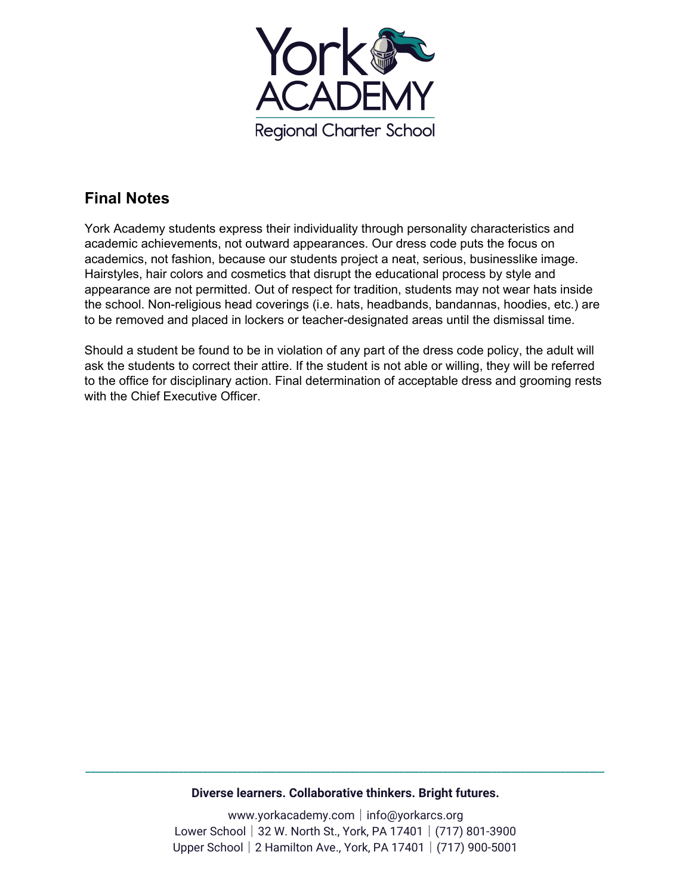## Final Notes

York Academy students express their individuality through personality characteristics and academic achievements, not outward appearances. Our dress code puts the focus on academics, not fashion, because our students project a neat, serious, businesslike image. Hairstyles, hair colors and cosmetics that disrupt the educational process by style and appearance are not permitted. Out of respect for tradition, students may not wear hats inside the school. Non-religious head coverings (i.e. hats, headbands, bandannas, hoodies, etc.) are to be removed and placed in lockers or teacher-designated areas until the dismissal time.

Should a student be found to be in violation of any part of the dress code policy, the adult will ask the students to correct their attire. If the student is not able or willing, they will be referred to the office for disciplinary action. Final determination of acceptable dress and grooming rests with the Chief Executive Officer.